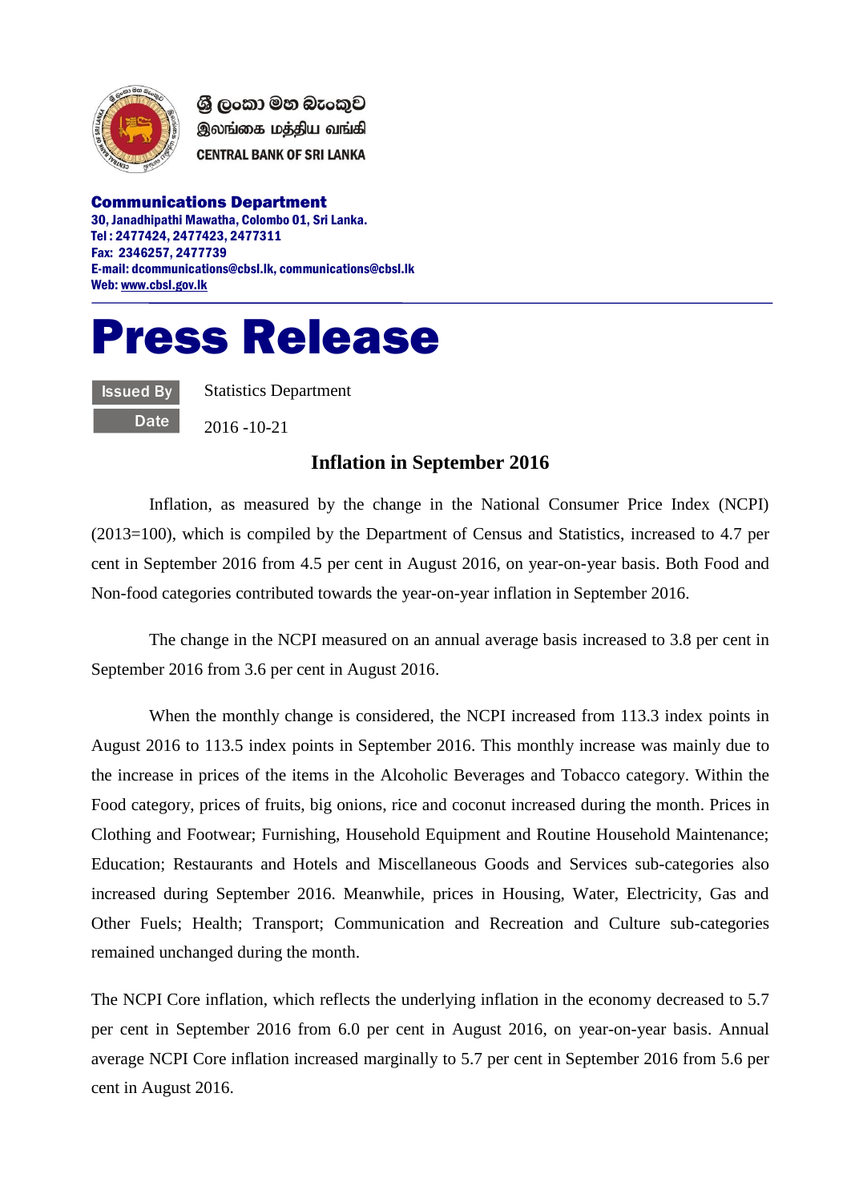ශ්‍රී ලංකා මහ බැංකුව
இலங்கை மத்திய வங்கி
CENTRAL BANK OF SRI LANKA

**Communications Department**
**30, Janadhipathi Mawatha, Colombo 01, Sri Lanka.**
**Tel : 2477424, 2477423, 2477311**
**Fax: 2346257, 2477739**
**E-mail: dcommunications@cbsl.lk, communications@cbsl.lk**
**Web: www.cbsl.gov.lk**

# Press Release

| | |
|---|---|
| Issued By | Statistics Department |
| Date | 2016 -10-21 |

## Inflation in September 2016

Inflation, as measured by the change in the National Consumer Price Index (NCPI) (2013=100), which is compiled by the Department of Census and Statistics, increased to 4.7 per cent in September 2016 from 4.5 per cent in August 2016, on year-on-year basis. Both Food and Non-food categories contributed towards the year-on-year inflation in September 2016.

The change in the NCPI measured on an annual average basis increased to 3.8 per cent in September 2016 from 3.6 per cent in August 2016.

When the monthly change is considered, the NCPI increased from 113.3 index points in August 2016 to 113.5 index points in September 2016. This monthly increase was mainly due to the increase in prices of the items in the Alcoholic Beverages and Tobacco category. Within the Food category, prices of fruits, big onions, rice and coconut increased during the month. Prices in Clothing and Footwear; Furnishing, Household Equipment and Routine Household Maintenance; Education; Restaurants and Hotels and Miscellaneous Goods and Services sub-categories also increased during September 2016. Meanwhile, prices in Housing, Water, Electricity, Gas and Other Fuels; Health; Transport; Communication and Recreation and Culture sub-categories remained unchanged during the month.

The NCPI Core inflation, which reflects the underlying inflation in the economy decreased to 5.7 per cent in September 2016 from 6.0 per cent in August 2016, on year-on-year basis. Annual average NCPI Core inflation increased marginally to 5.7 per cent in September 2016 from 5.6 per cent in August 2016.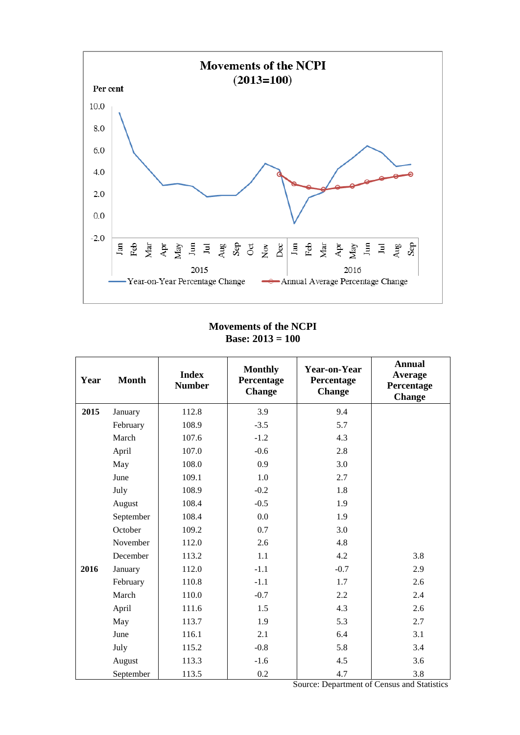**Movements of the NCPI**
**(2013=100)**

Per cent

10.0
8.0
6.0
4.0
2.0
0.0
-2.0

Jan Feb Mar Apr May Jun Jul Aug Sep Oct Nov Dec Jan Feb Mar Apr May Jun Jul Aug Sep

2015 2016

Year-on-Year Percentage Change
Annual Average Percentage Change

**Movements of the NCPI**
**Base: 2013 = 100**

| Year | Month | Index Number | Monthly Percentage Change | Year-on-Year Percentage Change | Annual Average Percentage Change |
|---|---|---|---|---|---|
| 2015 | January | 112.8 | 3.9 | 9.4 | |
| | February | 108.9 | -3.5 | 5.7 | |
| | March | 107.6 | -1.2 | 4.3 | |
| | April | 107.0 | -0.6 | 2.8 | |
| | May | 108.0 | 0.9 | 3.0 | |
| | June | 109.1 | 1.0 | 2.7 | |
| | July | 108.9 | -0.2 | 1.8 | |
| | August | 108.4 | -0.5 | 1.9 | |
| | September | 108.4 | 0.0 | 1.9 | |
| | October | 109.2 | 0.7 | 3.0 | |
| | November | 112.0 | 2.6 | 4.8 | |
| | December | 113.2 | 1.1 | 4.2 | 3.8 |
| 2016 | January | 112.0 | -1.1 | -0.7 | 2.9 |
| | February | 110.8 | -1.1 | 1.7 | 2.6 |
| | March | 110.0 | -0.7 | 2.2 | 2.4 |
| | April | 111.6 | 1.5 | 4.3 | 2.6 |
| | May | 113.7 | 1.9 | 5.3 | 2.7 |
| | June | 116.1 | 2.1 | 6.4 | 3.1 |
| | July | 115.2 | -0.8 | 5.8 | 3.4 |
| | August | 113.3 | -1.6 | 4.5 | 3.6 |
| | September | 113.5 | 0.2 | 4.7 | 3.8 |

Source: Department of Census and Statistics